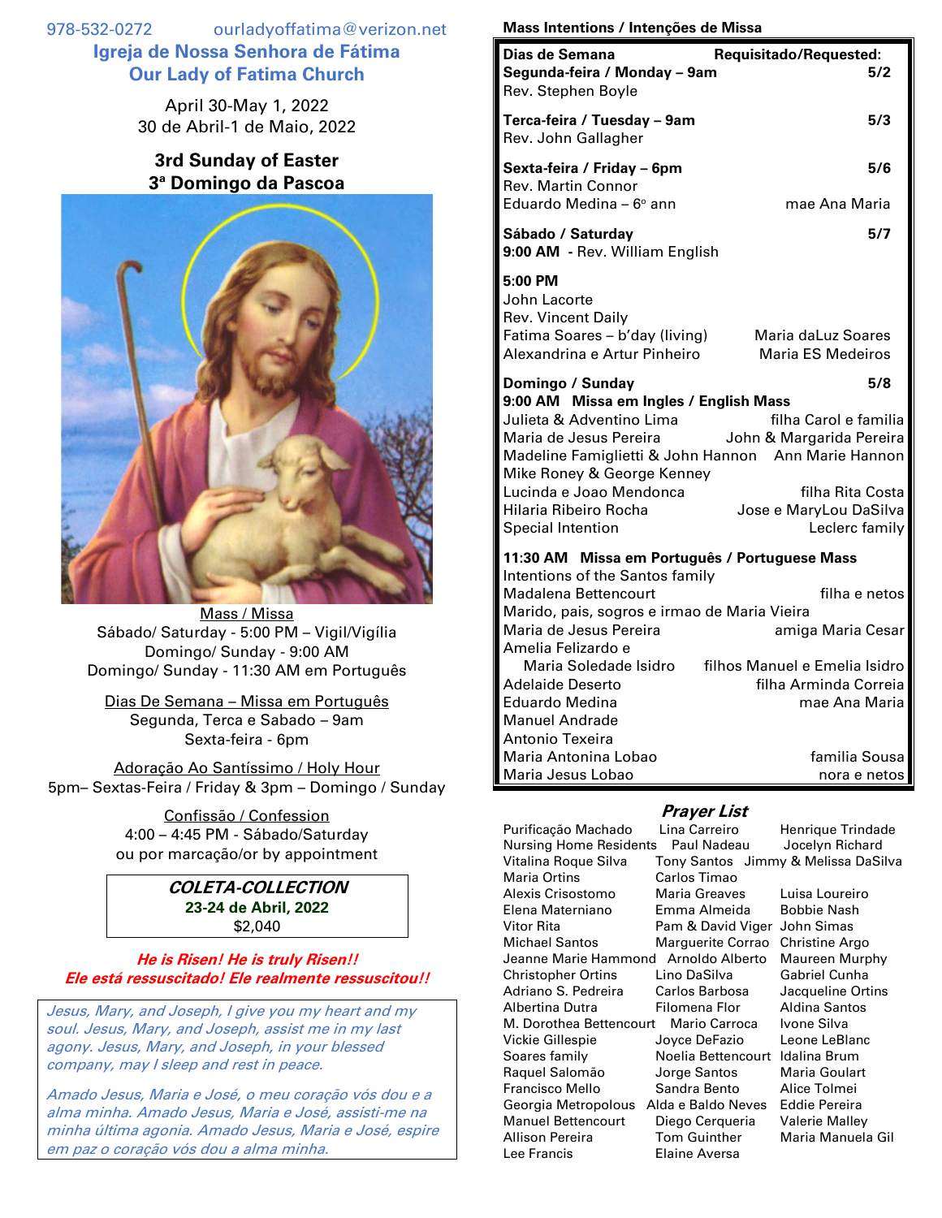978-532-0272 ourladyoffatima@verizon.net

# Igreja de Nossa Senhora de Fátima
# Our Lady of Fatima Church

April 30-May 1, 2022
30 de Abril-1 de Maio, 2022

## 3rd Sunday of Easter
## 3ª Domingo da Pascoa

Mass / Missa
Sábado/ Saturday - 5:00 PM – Vigil/Vigília
Domingo/ Sunday - 9:00 AM
Domingo/ Sunday - 11:30 AM em Português

Dias De Semana – Missa em Português
Segunda, Terca e Sabado – 9am
Sexta-feira - 6pm

Adoração Ao Santíssimo / Holy Hour
5pm– Sextas-Feira / Friday & 3pm – Domingo / Sunday

Confissão / Confession
4:00 – 4:45 PM - Sábado/Saturday
ou por marcação/or by appointment

***COLETA-COLLECTION***
**23-24 de Abril, 2022**
$2,040

***He is Risen! He is truly Risen!!***
***Ele está ressuscitado! Ele realmente ressuscitou!!***

*Jesus, Mary, and Joseph, I give you my heart and my soul. Jesus, Mary, and Joseph, assist me in my last agony. Jesus, Mary, and Joseph, in your blessed company, may I sleep and rest in peace.*

*Amado Jesus, Maria e José, o meu coração vós dou e a alma minha. Amado Jesus, Maria e José, assisti-me na minha última agonia. Amado Jesus, Maria e José, espire em paz o coração vós dou a alma minha.*

**Mass Intentions / Intenções de Missa**

| **Dias de Semana** | **Requisitado/Requested:** |
|---|---|
| **Segunda-feira / Monday – 9am** | **5/2** |
| Rev. Stephen Boyle | |
| **Terca-feira / Tuesday – 9am** | **5/3** |
| Rev. John Gallagher | |
| **Sexta-feira / Friday – 6pm** | **5/6** |
| Rev. Martin Connor | |
| Eduardo Medina – 6º ann | mae Ana Maria |
| **Sábado / Saturday** | **5/7** |
| **9:00 AM** - Rev. William English | |
| **5:00 PM** | |
| John Lacorte | |
| Rev. Vincent Daily | |
| Fatima Soares – b'day (living) | Maria daLuz Soares |
| Alexandrina e Artur Pinheiro | Maria ES Medeiros |
| **Domingo / Sunday** | **5/8** |
| **9:00 AM Missa em Ingles / English Mass** | |
| Julieta & Adventino Lima | filha Carol e familia |
| Maria de Jesus Pereira | John & Margarida Pereira |
| Madeline Famiglietti & John Hannon | Ann Marie Hannon |
| Mike Roney & George Kenney | |
| Lucinda e Joao Mendonca | filha Rita Costa |
| Hilaria Ribeiro Rocha | Jose e MaryLou DaSilva |
| Special Intention | Leclerc family |
| **11:30 AM Missa em Português / Portuguese Mass** | |
| Intentions of the Santos family | |
| Madalena Bettencourt | filha e netos |
| Marido, pais, sogros e irmao de Maria Vieira | |
| Maria de Jesus Pereira | amiga Maria Cesar |
| Amelia Felizardo e Maria Soledade Isidro | filhos Manuel e Emelia Isidro |
| Adelaide Deserto | filha Arminda Correia |
| Eduardo Medina | mae Ana Maria |
| Manuel Andrade | |
| Antonio Texeira | |
| Maria Antonina Lobao | familia Sousa |
| Maria Jesus Lobao | nora e netos |

### *Prayer List*

| | | |
|---|---|---|
| Purificação Machado | Lina Carreiro | Henrique Trindade |
| Nursing Home Residents | Paul Nadeau | Jocelyn Richard |
| Vitalina Roque Silva | Tony Santos | Jimmy & Melissa DaSilva |
| Maria Ortins | Carlos Timao | |
| Alexis Crisostomo | Maria Greaves | Luisa Loureiro |
| Elena Materniano | Emma Almeida | Bobbie Nash |
| Vitor Rita | Pam & David Viger | John Simas |
| Michael Santos | Marguerite Corrao | Christine Argo |
| Jeanne Marie Hammond | Arnoldo Alberto | Maureen Murphy |
| Christopher Ortins | Lino DaSilva | Gabriel Cunha |
| Adriano S. Pedreira | Carlos Barbosa | Jacqueline Ortins |
| Albertina Dutra | Filomena Flor | Aldina Santos |
| M. Dorothea Bettencourt | Mario Carroca | Ivone Silva |
| Vickie Gillespie | Joyce DeFazio | Leone LeBlanc |
| Soares family | Noelia Bettencourt | Idalina Brum |
| Raquel Salomão | Jorge Santos | Maria Goulart |
| Francisco Mello | Sandra Bento | Alice Tolmei |
| Georgia Metropolous | Alda e Baldo Neves | Eddie Pereira |
| Manuel Bettencourt | Diego Cerqueira | Valerie Malley |
| Allison Pereira | Tom Guinther | Maria Manuela Gil |
| Lee Francis | Elaine Aversa | |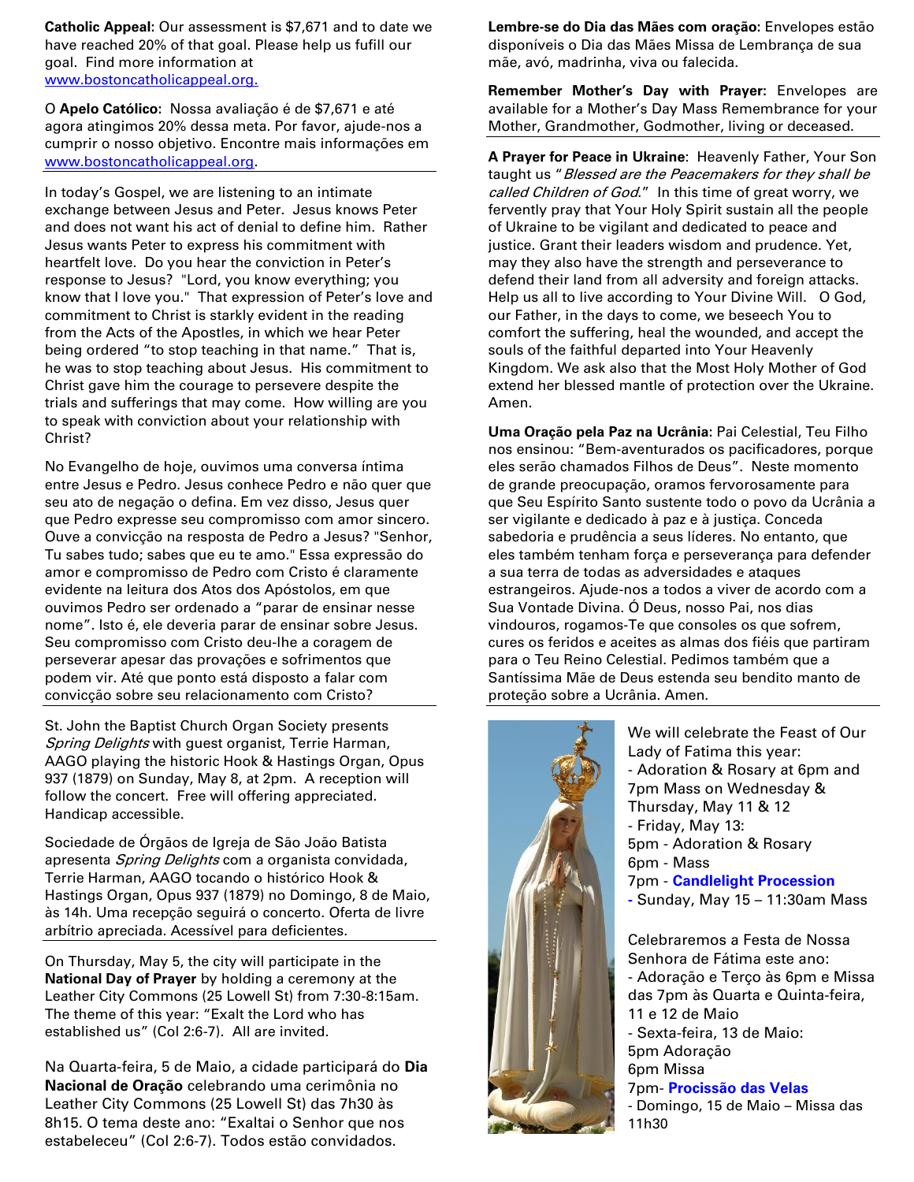**Catholic Appeal:** Our assessment is $7,671 and to date we have reached 20% of that goal. Please help us fufill our goal. Find more information at www.bostoncatholicappeal.org.

O **Apelo Católico**: Nossa avaliação é de $7,671 e até agora atingimos 20% dessa meta. Por favor, ajude-nos a cumprir o nosso objetivo. Encontre mais informações em www.bostoncatholicappeal.org.

In today's Gospel, we are listening to an intimate exchange between Jesus and Peter. Jesus knows Peter and does not want his act of denial to define him. Rather Jesus wants Peter to express his commitment with heartfelt love. Do you hear the conviction in Peter's response to Jesus? "Lord, you know everything; you know that I love you." That expression of Peter's love and commitment to Christ is starkly evident in the reading from the Acts of the Apostles, in which we hear Peter being ordered "to stop teaching in that name." That is, he was to stop teaching about Jesus. His commitment to Christ gave him the courage to persevere despite the trials and sufferings that may come. How willing are you to speak with conviction about your relationship with Christ?

No Evangelho de hoje, ouvimos uma conversa íntima entre Jesus e Pedro. Jesus conhece Pedro e não quer que seu ato de negação o defina. Em vez disso, Jesus quer que Pedro expresse seu compromisso com amor sincero. Ouve a convicção na resposta de Pedro a Jesus? "Senhor, Tu sabes tudo; sabes que eu te amo." Essa expressão do amor e compromisso de Pedro com Cristo é claramente evidente na leitura dos Atos dos Apóstolos, em que ouvimos Pedro ser ordenado a "parar de ensinar nesse nome". Isto é, ele deveria parar de ensinar sobre Jesus. Seu compromisso com Cristo deu-lhe a coragem de perseverar apesar das provações e sofrimentos que podem vir. Até que ponto está disposto a falar com convicção sobre seu relacionamento com Cristo?

St. John the Baptist Church Organ Society presents *Spring Delights* with guest organist, Terrie Harman, AAGO playing the historic Hook & Hastings Organ, Opus 937 (1879) on Sunday, May 8, at 2pm. A reception will follow the concert. Free will offering appreciated. Handicap accessible.

Sociedade de Órgãos de Igreja de São João Batista apresenta *Spring Delights* com a organista convidada, Terrie Harman, AAGO tocando o histórico Hook & Hastings Organ, Opus 937 (1879) no Domingo, 8 de Maio, às 14h. Uma recepção seguirá o concerto. Oferta de livre arbítrio apreciada. Acessível para deficientes.

On Thursday, May 5, the city will participate in the **National Day of Prayer** by holding a ceremony at the Leather City Commons (25 Lowell St) from 7:30-8:15am. The theme of this year: "Exalt the Lord who has established us" (Col 2:6-7). All are invited.

Na Quarta-feira, 5 de Maio, a cidade participará do **Dia Nacional de Oração** celebrando uma cerimônia no Leather City Commons (25 Lowell St) das 7h30 às 8h15. O tema deste ano: "Exaltai o Senhor que nos estabeleceu" (Col 2:6-7). Todos estão convidados.

**Lembre-se do Dia das Mães com oração:** Envelopes estão disponíveis o Dia das Mães Missa de Lembrança de sua mãe, avó, madrinha, viva ou falecida.

**Remember Mother's Day with Prayer:** Envelopes are available for a Mother's Day Mass Remembrance for your Mother, Grandmother, Godmother, living or deceased.

**A Prayer for Peace in Ukraine**: Heavenly Father, Your Son taught us "*Blessed are the Peacemakers for they shall be called Children of God*." In this time of great worry, we fervently pray that Your Holy Spirit sustain all the people of Ukraine to be vigilant and dedicated to peace and justice. Grant their leaders wisdom and prudence. Yet, may they also have the strength and perseverance to defend their land from all adversity and foreign attacks. Help us all to live according to Your Divine Will. O God, our Father, in the days to come, we beseech You to comfort the suffering, heal the wounded, and accept the souls of the faithful departed into Your Heavenly Kingdom. We ask also that the Most Holy Mother of God extend her blessed mantle of protection over the Ukraine. Amen.

**Uma Oração pela Paz na Ucrânia:** Pai Celestial, Teu Filho nos ensinou: "Bem-aventurados os pacificadores, porque eles serão chamados Filhos de Deus". Neste momento de grande preocupação, oramos fervorosamente para que Seu Espírito Santo sustente todo o povo da Ucrânia a ser vigilante e dedicado à paz e à justiça. Conceda sabedoria e prudência a seus líderes. No entanto, que eles também tenham força e perseverança para defender a sua terra de todas as adversidades e ataques estrangeiros. Ajude-nos a todos a viver de acordo com a Sua Vontade Divina. Ó Deus, nosso Pai, nos dias vindouros, rogamos-Te que consoles os que sofrem, cures os feridos e aceites as almas dos fiéis que partiram para o Teu Reino Celestial. Pedimos também que a Santíssima Mãe de Deus estenda seu bendito manto de proteção sobre a Ucrânia. Amen.

We will celebrate the Feast of Our Lady of Fatima this year:
- Adoration & Rosary at 6pm and 7pm Mass on Wednesday & Thursday, May 11 & 12
- Friday, May 13:
  5pm - Adoration & Rosary
  6pm - Mass
  7pm - **Candlelight Procession**
- Sunday, May 15 – 11:30am Mass

Celebraremos a Festa de Nossa Senhora de Fátima este ano:
- Adoração e Terço às 6pm e Missa das 7pm às Quarta e Quinta-feira, 11 e 12 de Maio
- Sexta-feira, 13 de Maio:
  5pm Adoração
  6pm Missa
  7pm- **Procissão das Velas**
- Domingo, 15 de Maio – Missa das 11h30